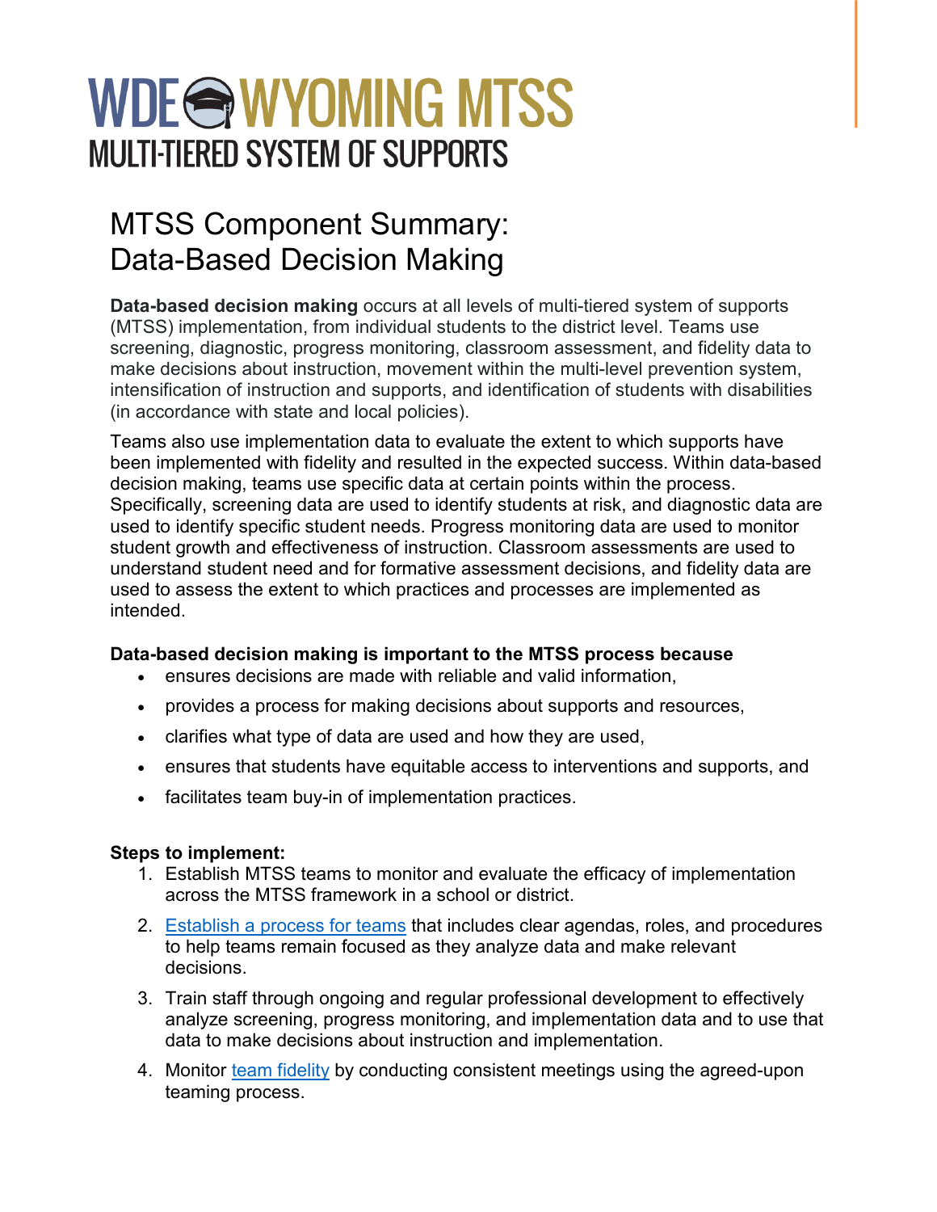# WDE WYOMING MTSS

MULTI-TIERED SYSTEM OF SUPPORTS

## MTSS Component Summary: Data-Based Decision Making

**Data-based decision making** occurs at all levels of multi-tiered system of supports (MTSS) implementation, from individual students to the district level. Teams use screening, diagnostic, progress monitoring, classroom assessment, and fidelity data to make decisions about instruction, movement within the multi-level prevention system, intensification of instruction and supports, and identification of students with disabilities (in accordance with state and local policies).

Teams also use implementation data to evaluate the extent to which supports have been implemented with fidelity and resulted in the expected success. Within data-based decision making, teams use specific data at certain points within the process. Specifically, screening data are used to identify students at risk, and diagnostic data are used to identify specific student needs. Progress monitoring data are used to monitor student growth and effectiveness of instruction. Classroom assessments are used to understand student need and for formative assessment decisions, and fidelity data are used to assess the extent to which practices and processes are implemented as intended.

**Data-based decision making is important to the MTSS process because**

- ensures decisions are made with reliable and valid information,
- provides a process for making decisions about supports and resources,
- clarifies what type of data are used and how they are used,
- ensures that students have equitable access to interventions and supports, and
- facilitates team buy-in of implementation practices.

**Steps to implement:**

1. Establish MTSS teams to monitor and evaluate the efficacy of implementation across the MTSS framework in a school or district.
2. Establish a process for teams that includes clear agendas, roles, and procedures to help teams remain focused as they analyze data and make relevant decisions.
3. Train staff through ongoing and regular professional development to effectively analyze screening, progress monitoring, and implementation data and to use that data to make decisions about instruction and implementation.
4. Monitor team fidelity by conducting consistent meetings using the agreed-upon teaming process.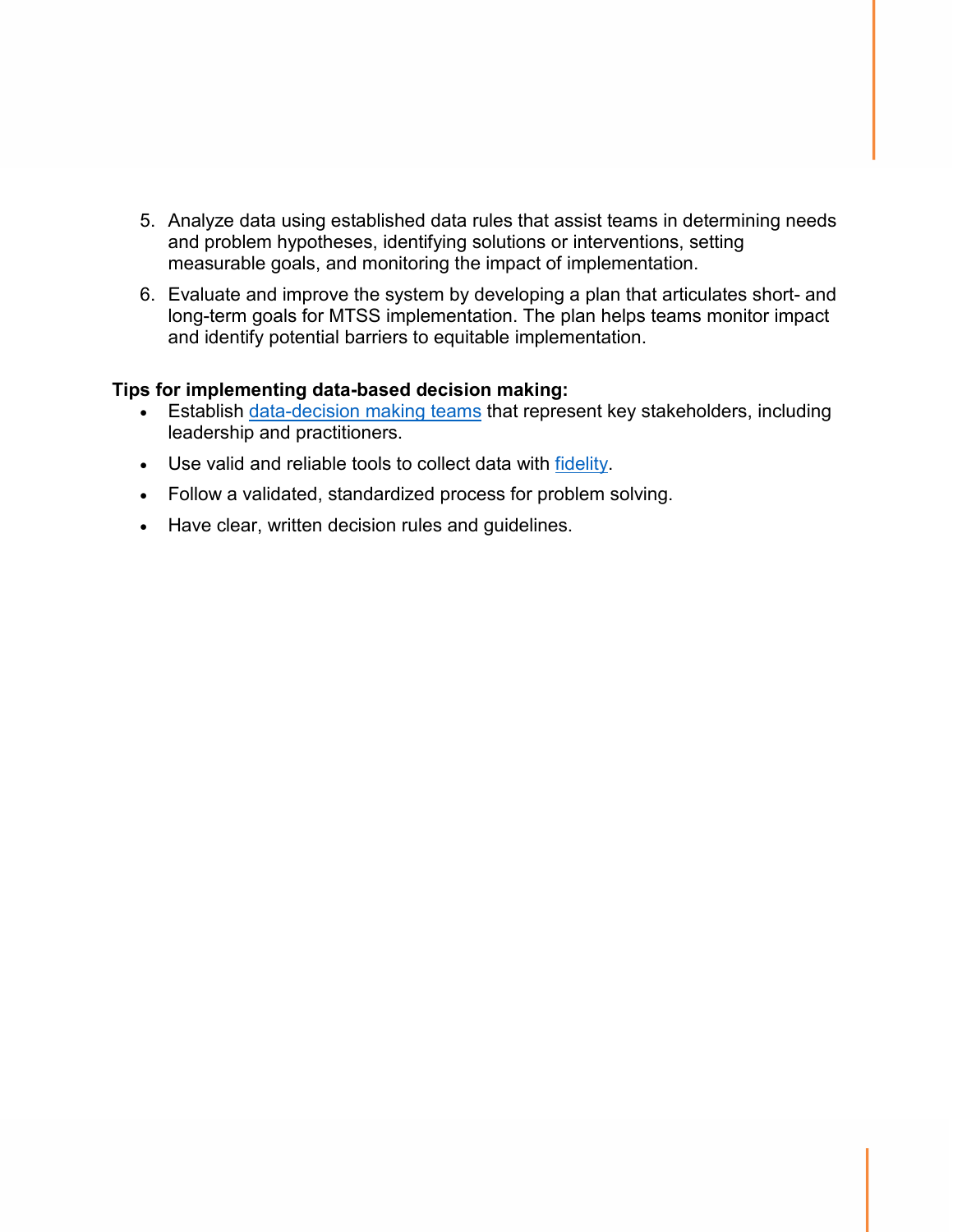5. Analyze data using established data rules that assist teams in determining needs and problem hypotheses, identifying solutions or interventions, setting measurable goals, and monitoring the impact of implementation.
6. Evaluate and improve the system by developing a plan that articulates short- and long-term goals for MTSS implementation. The plan helps teams monitor impact and identify potential barriers to equitable implementation.

**Tips for implementing data-based decision making:**

- Establish data-decision making teams that represent key stakeholders, including leadership and practitioners.
- Use valid and reliable tools to collect data with fidelity.
- Follow a validated, standardized process for problem solving.
- Have clear, written decision rules and guidelines.